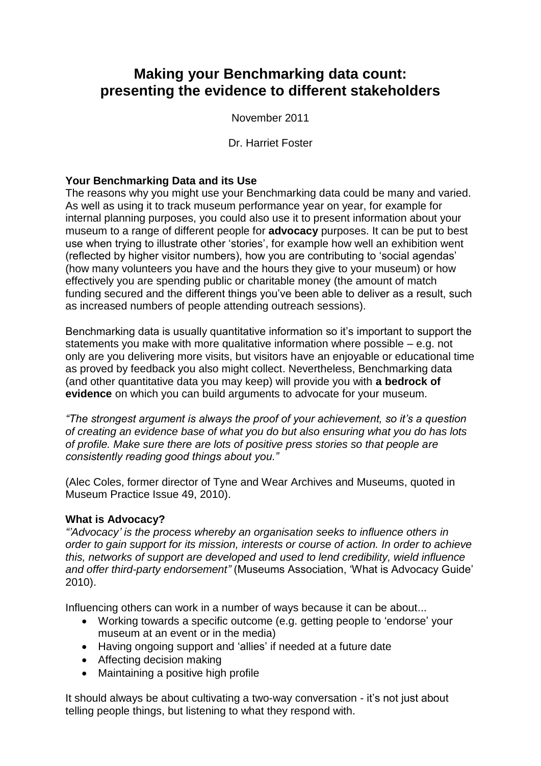# Making your Benchmarking data count: presenting the evidence to different stakeholders

November 2011

Dr. Harriet Foster

**Your Benchmarking Data and its Use**

The reasons why you might use your Benchmarking data could be many and varied. As well as using it to track museum performance year on year, for example for internal planning purposes, you could also use it to present information about your museum to a range of different people for **advocacy** purposes. It can be put to best use when trying to illustrate other 'stories', for example how well an exhibition went (reflected by higher visitor numbers), how you are contributing to 'social agendas' (how many volunteers you have and the hours they give to your museum) or how effectively you are spending public or charitable money (the amount of match funding secured and the different things you've been able to deliver as a result, such as increased numbers of people attending outreach sessions).

Benchmarking data is usually quantitative information so it's important to support the statements you make with more qualitative information where possible – e.g. not only are you delivering more visits, but visitors have an enjoyable or educational time as proved by feedback you also might collect. Nevertheless, Benchmarking data (and other quantitative data you may keep) will provide you with **a bedrock of evidence** on which you can build arguments to advocate for your museum.

*"The strongest argument is always the proof of your achievement, so it's a question of creating an evidence base of what you do but also ensuring what you do has lots of profile. Make sure there are lots of positive press stories so that people are consistently reading good things about you."*

(Alec Coles, former director of Tyne and Wear Archives and Museums, quoted in Museum Practice Issue 49, 2010).

**What is Advocacy?**

*"'Advocacy' is the process whereby an organisation seeks to influence others in order to gain support for its mission, interests or course of action. In order to achieve this, networks of support are developed and used to lend credibility, wield influence and offer third-party endorsement"* (Museums Association, 'What is Advocacy Guide' 2010).

Influencing others can work in a number of ways because it can be about...

- Working towards a specific outcome (e.g. getting people to 'endorse' your museum at an event or in the media)
- Having ongoing support and 'allies' if needed at a future date
- Affecting decision making
- Maintaining a positive high profile

It should always be about cultivating a two-way conversation - it's not just about telling people things, but listening to what they respond with.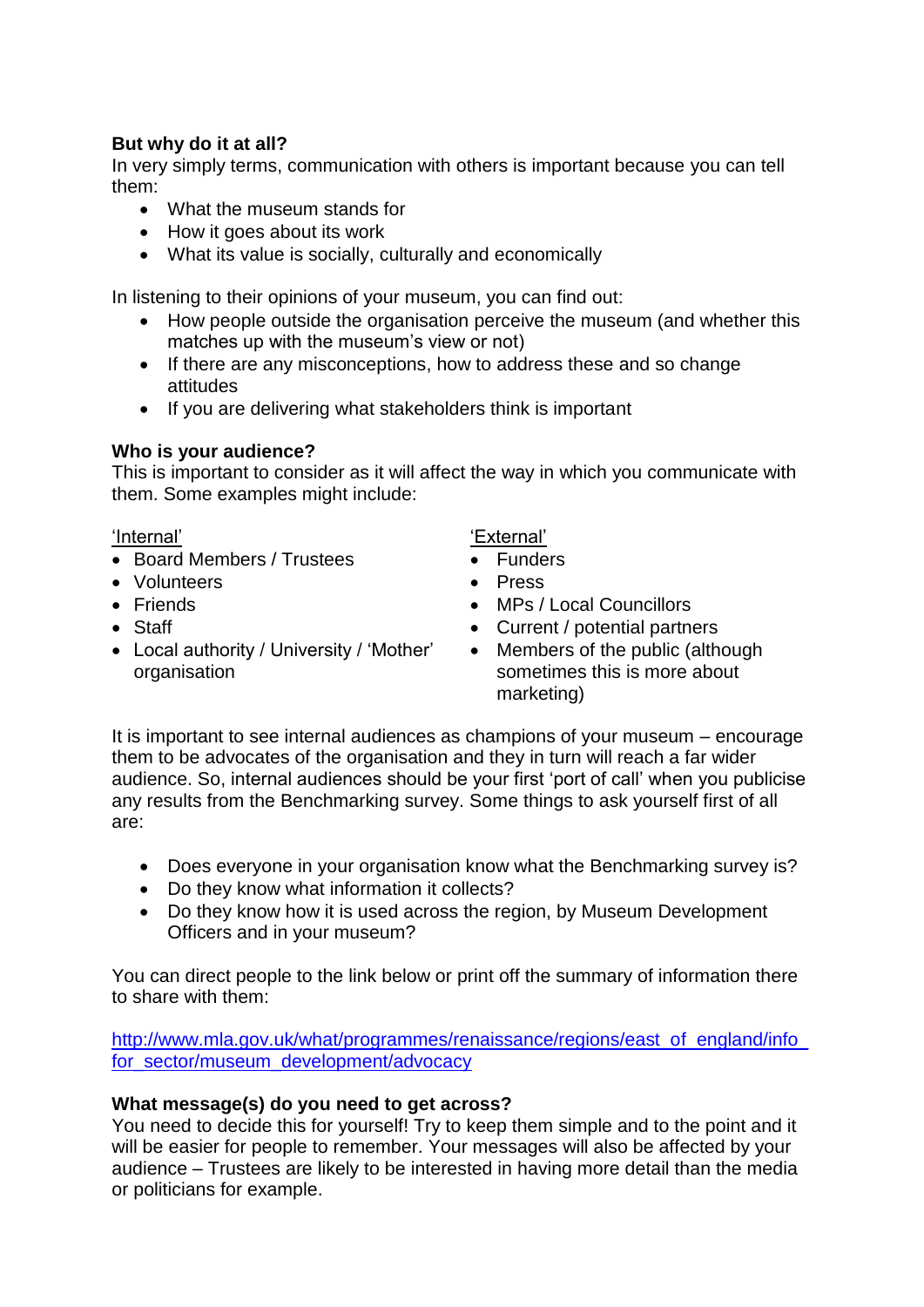**But why do it at all?**
In very simply terms, communication with others is important because you can tell them:

- What the museum stands for
- How it goes about its work
- What its value is socially, culturally and economically

In listening to their opinions of your museum, you can find out:

- How people outside the organisation perceive the museum (and whether this matches up with the museum's view or not)
- If there are any misconceptions, how to address these and so change attitudes
- If you are delivering what stakeholders think is important

**Who is your audience?**
This is important to consider as it will affect the way in which you communicate with them. Some examples might include:

'Internal'

- Board Members / Trustees
- Volunteers
- Friends
- Staff
- Local authority / University / 'Mother' organisation

'External'

- Funders
- Press
- MPs / Local Councillors
- Current / potential partners
- Members of the public (although sometimes this is more about marketing)

It is important to see internal audiences as champions of your museum – encourage them to be advocates of the organisation and they in turn will reach a far wider audience. So, internal audiences should be your first 'port of call' when you publicise any results from the Benchmarking survey. Some things to ask yourself first of all are:

- Does everyone in your organisation know what the Benchmarking survey is?
- Do they know what information it collects?
- Do they know how it is used across the region, by Museum Development Officers and in your museum?

You can direct people to the link below or print off the summary of information there to share with them:

http://www.mla.gov.uk/what/programmes/renaissance/regions/east_of_england/info_for_sector/museum_development/advocacy

**What message(s) do you need to get across?**
You need to decide this for yourself! Try to keep them simple and to the point and it will be easier for people to remember. Your messages will also be affected by your audience – Trustees are likely to be interested in having more detail than the media or politicians for example.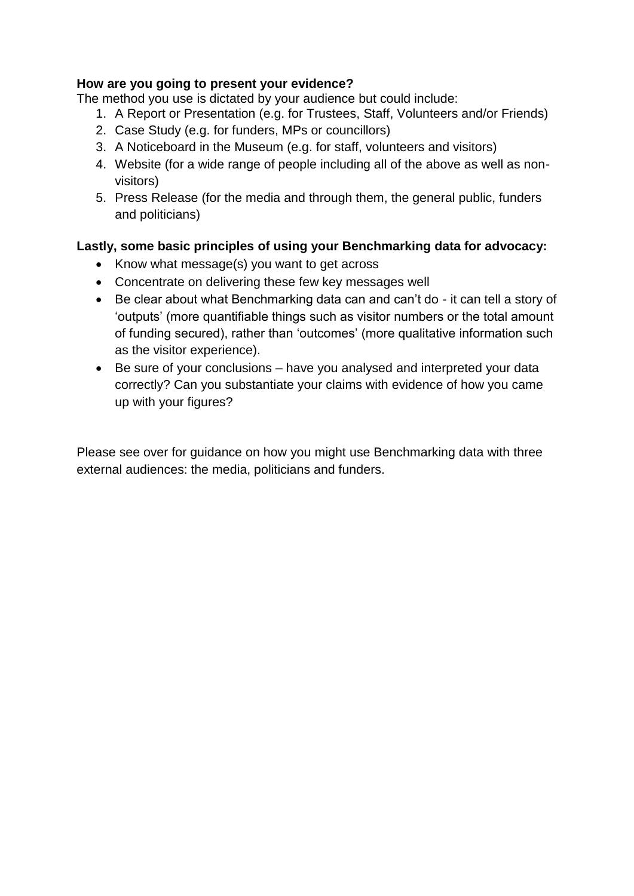**How are you going to present your evidence?**

The method you use is dictated by your audience but could include:

1. A Report or Presentation (e.g. for Trustees, Staff, Volunteers and/or Friends)
2. Case Study (e.g. for funders, MPs or councillors)
3. A Noticeboard in the Museum (e.g. for staff, volunteers and visitors)
4. Website (for a wide range of people including all of the above as well as non-visitors)
5. Press Release (for the media and through them, the general public, funders and politicians)

**Lastly, some basic principles of using your Benchmarking data for advocacy:**

- Know what message(s) you want to get across
- Concentrate on delivering these few key messages well
- Be clear about what Benchmarking data can and can't do - it can tell a story of 'outputs' (more quantifiable things such as visitor numbers or the total amount of funding secured), rather than 'outcomes' (more qualitative information such as the visitor experience).
- Be sure of your conclusions – have you analysed and interpreted your data correctly? Can you substantiate your claims with evidence of how you came up with your figures?

Please see over for guidance on how you might use Benchmarking data with three external audiences: the media, politicians and funders.